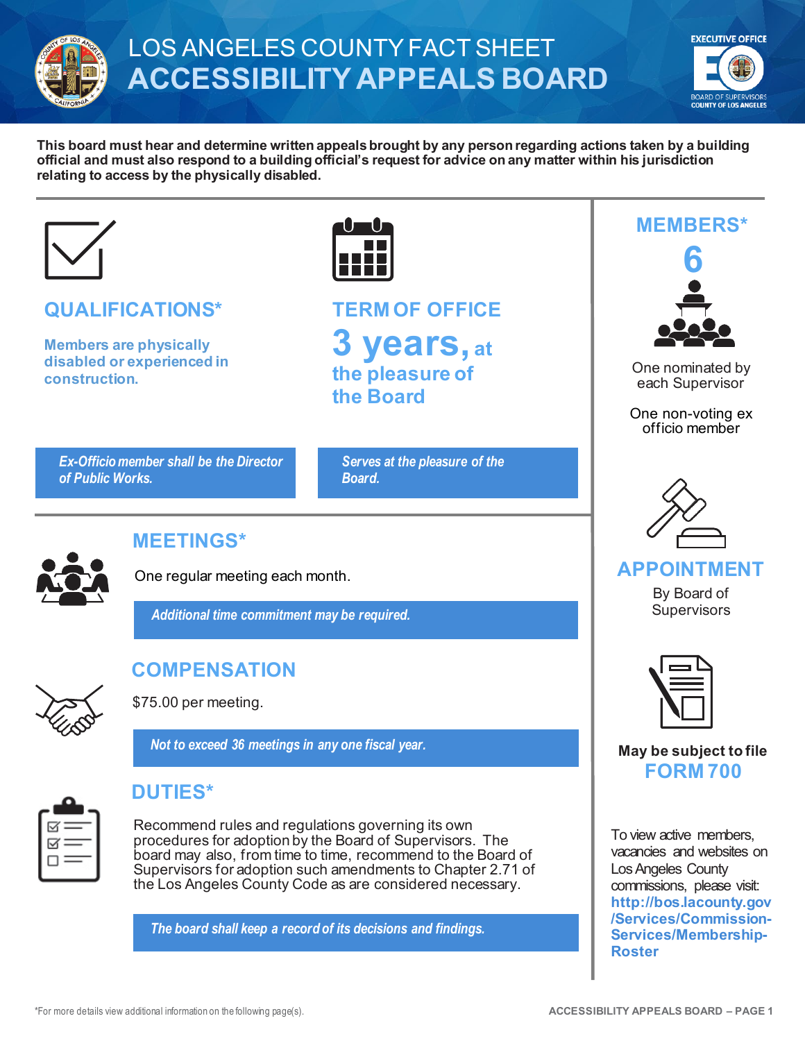# LOS ANGELES COUNTY FACT SHEET
# ACCESSIBILITY APPEALS BOARD

EXECUTIVE OFFICE
BOARD OF SUPERVISORS
COUNTY OF LOS ANGELES

**This board must hear and determine written appeals brought by any person regarding actions taken by a building official and must also respond to a building official's request for advice on any matter within his jurisdiction relating to access by the physically disabled.**

## QUALIFICATIONS*

**Members are physically disabled or experienced in construction.**

***Ex-Officio member shall be the Director of Public Works.***

## TERM OF OFFICE

**3 years, at the pleasure of the Board**

***Serves at the pleasure of the Board.***

## MEMBERS*

**6**

One nominated by each Supervisor

One non-voting ex officio member

## APPOINTMENT

By Board of Supervisors

**May be subject to file**
**FORM 700**

## MEETINGS*

One regular meeting each month.

***Additional time commitment may be required.***

## COMPENSATION

$75.00 per meeting.

***Not to exceed 36 meetings in any one fiscal year.***

## DUTIES*

Recommend rules and regulations governing its own procedures for adoption by the Board of Supervisors. The board may also, from time to time, recommend to the Board of Supervisors for adoption such amendments to Chapter 2.71 of the Los Angeles County Code as are considered necessary.

***The board shall keep a record of its decisions and findings.***

To view active members, vacancies and websites on Los Angeles County commissions, please visit: **http://bos.lacounty.gov/Services/Commission-Services/Membership-Roster**

*For more details view additional information on the following page(s).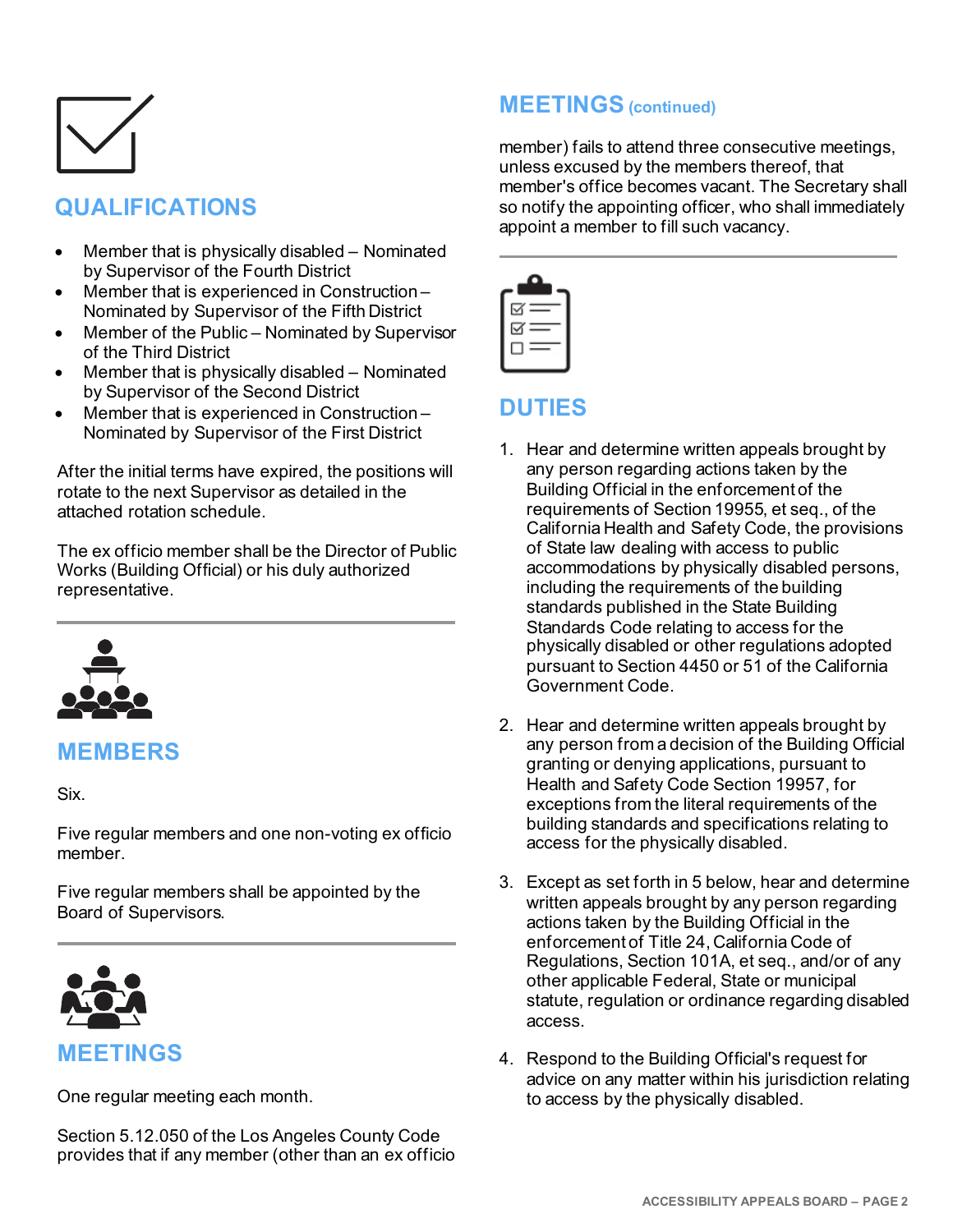## QUALIFICATIONS

- Member that is physically disabled – Nominated by Supervisor of the Fourth District
- Member that is experienced in Construction – Nominated by Supervisor of the Fifth District
- Member of the Public – Nominated by Supervisor of the Third District
- Member that is physically disabled – Nominated by Supervisor of the Second District
- Member that is experienced in Construction – Nominated by Supervisor of the First District

After the initial terms have expired, the positions will rotate to the next Supervisor as detailed in the attached rotation schedule.

The ex officio member shall be the Director of Public Works (Building Official) or his duly authorized representative.

## MEMBERS

Six.

Five regular members and one non-voting ex officio member.

Five regular members shall be appointed by the Board of Supervisors.

## MEETINGS

One regular meeting each month.

Section 5.12.050 of the Los Angeles County Code provides that if any member (other than an ex officio member) fails to attend three consecutive meetings, unless excused by the members thereof, that member's office becomes vacant. The Secretary shall so notify the appointing officer, who shall immediately appoint a member to fill such vacancy.

## DUTIES

1. Hear and determine written appeals brought by any person regarding actions taken by the Building Official in the enforcement of the requirements of Section 19955, et seq., of the California Health and Safety Code, the provisions of State law dealing with access to public accommodations by physically disabled persons, including the requirements of the building standards published in the State Building Standards Code relating to access for the physically disabled or other regulations adopted pursuant to Section 4450 or 51 of the California Government Code.

2. Hear and determine written appeals brought by any person from a decision of the Building Official granting or denying applications, pursuant to Health and Safety Code Section 19957, for exceptions from the literal requirements of the building standards and specifications relating to access for the physically disabled.

3. Except as set forth in 5 below, hear and determine written appeals brought by any person regarding actions taken by the Building Official in the enforcement of Title 24, California Code of Regulations, Section 101A, et seq., and/or of any other applicable Federal, State or municipal statute, regulation or ordinance regarding disabled access.

4. Respond to the Building Official's request for advice on any matter within his jurisdiction relating to access by the physically disabled.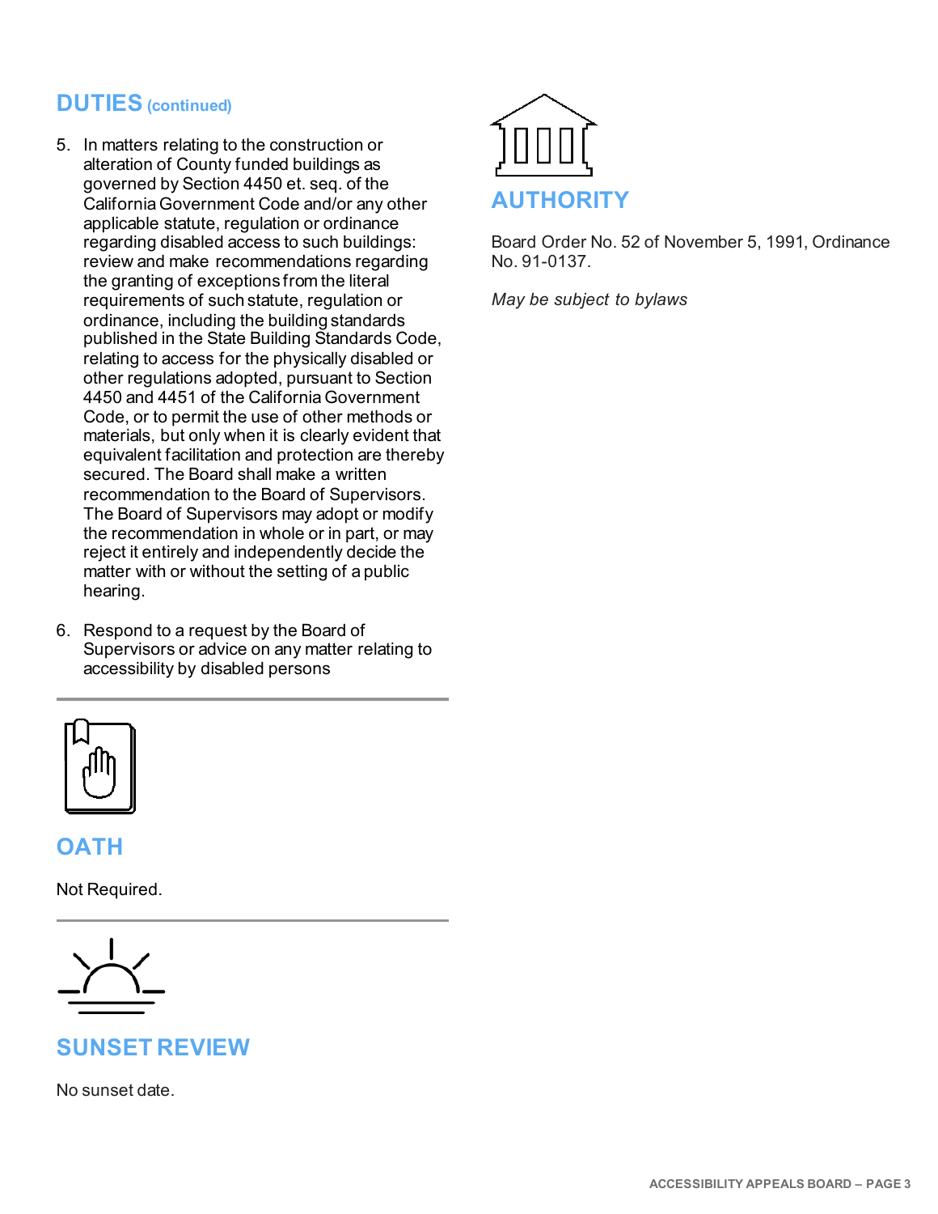## DUTIES (continued)

5. In matters relating to the construction or alteration of County funded buildings as governed by Section 4450 et. seq. of the California Government Code and/or any other applicable statute, regulation or ordinance regarding disabled access to such buildings: review and make recommendations regarding the granting of exceptions from the literal requirements of such statute, regulation or ordinance, including the building standards published in the State Building Standards Code, relating to access for the physically disabled or other regulations adopted, pursuant to Section 4450 and 4451 of the California Government Code, or to permit the use of other methods or materials, but only when it is clearly evident that equivalent facilitation and protection are thereby secured. The Board shall make a written recommendation to the Board of Supervisors. The Board of Supervisors may adopt or modify the recommendation in whole or in part, or may reject it entirely and independently decide the matter with or without the setting of a public hearing.

6. Respond to a request by the Board of Supervisors or advice on any matter relating to accessibility by disabled persons

## OATH

Not Required.

## SUNSET REVIEW

No sunset date.

## AUTHORITY

Board Order No. 52 of November 5, 1991, Ordinance No. 91-0137.

*May be subject to bylaws*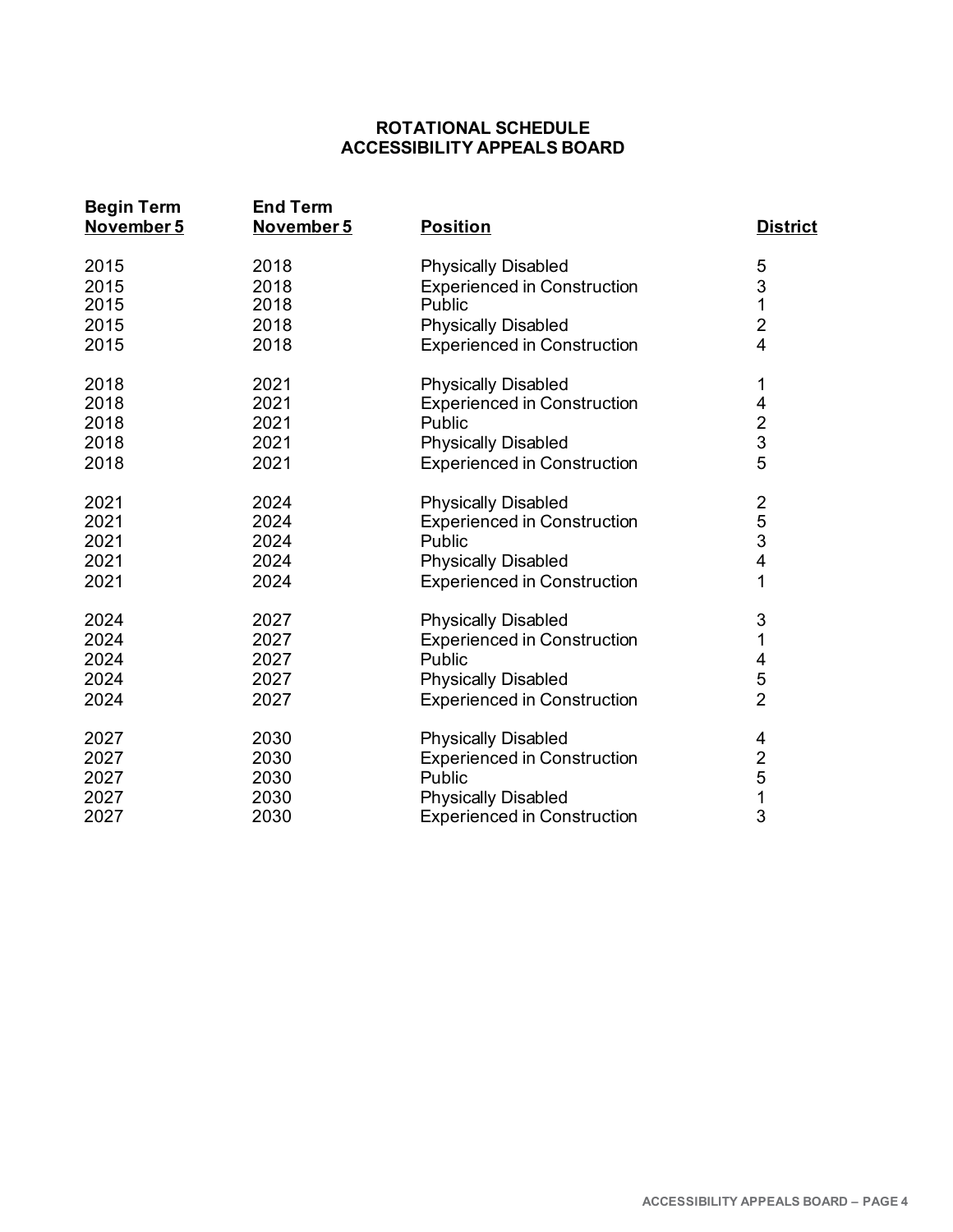## ROTATIONAL SCHEDULE
## ACCESSIBILITY APPEALS BOARD

| Begin Term November 5 | End Term November 5 | Position | District |
|---|---|---|---|
| 2015 | 2018 | Physically Disabled | 5 |
| 2015 | 2018 | Experienced in Construction | 3 |
| 2015 | 2018 | Public | 1 |
| 2015 | 2018 | Physically Disabled | 2 |
| 2015 | 2018 | Experienced in Construction | 4 |
| 2018 | 2021 | Physically Disabled | 1 |
| 2018 | 2021 | Experienced in Construction | 4 |
| 2018 | 2021 | Public | 2 |
| 2018 | 2021 | Physically Disabled | 3 |
| 2018 | 2021 | Experienced in Construction | 5 |
| 2021 | 2024 | Physically Disabled | 2 |
| 2021 | 2024 | Experienced in Construction | 5 |
| 2021 | 2024 | Public | 3 |
| 2021 | 2024 | Physically Disabled | 4 |
| 2021 | 2024 | Experienced in Construction | 1 |
| 2024 | 2027 | Physically Disabled | 3 |
| 2024 | 2027 | Experienced in Construction | 1 |
| 2024 | 2027 | Public | 4 |
| 2024 | 2027 | Physically Disabled | 5 |
| 2024 | 2027 | Experienced in Construction | 2 |
| 2027 | 2030 | Physically Disabled | 4 |
| 2027 | 2030 | Experienced in Construction | 2 |
| 2027 | 2030 | Public | 5 |
| 2027 | 2030 | Physically Disabled | 1 |
| 2027 | 2030 | Experienced in Construction | 3 |